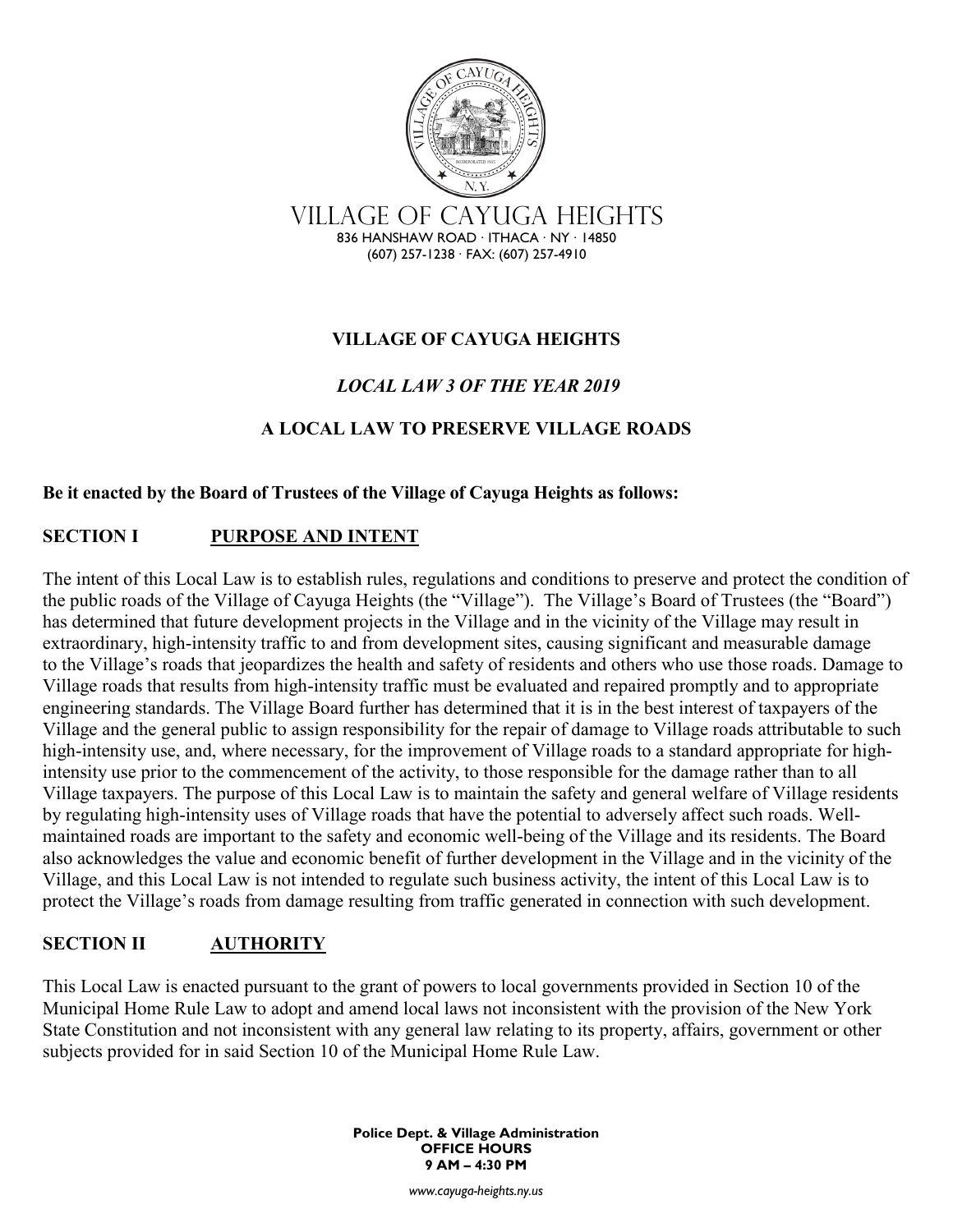VILLAGE OF CAYUGA HEIGHTS
836 HANSHAW ROAD · ITHACA · NY · 14850
(607) 257-1238 · FAX: (607) 257-4910

# VILLAGE OF CAYUGA HEIGHTS

## *LOCAL LAW 3 OF THE YEAR 2019*

## A LOCAL LAW TO PRESERVE VILLAGE ROADS

**Be it enacted by the Board of Trustees of the Village of Cayuga Heights as follows:**

### SECTION I PURPOSE AND INTENT

The intent of this Local Law is to establish rules, regulations and conditions to preserve and protect the condition of the public roads of the Village of Cayuga Heights (the "Village"). The Village's Board of Trustees (the "Board") has determined that future development projects in the Village and in the vicinity of the Village may result in extraordinary, high-intensity traffic to and from development sites, causing significant and measurable damage to the Village's roads that jeopardizes the health and safety of residents and others who use those roads. Damage to Village roads that results from high-intensity traffic must be evaluated and repaired promptly and to appropriate engineering standards. The Village Board further has determined that it is in the best interest of taxpayers of the Village and the general public to assign responsibility for the repair of damage to Village roads attributable to such high-intensity use, and, where necessary, for the improvement of Village roads to a standard appropriate for high-intensity use prior to the commencement of the activity, to those responsible for the damage rather than to all Village taxpayers. The purpose of this Local Law is to maintain the safety and general welfare of Village residents by regulating high-intensity uses of Village roads that have the potential to adversely affect such roads. Well-maintained roads are important to the safety and economic well-being of the Village and its residents. The Board also acknowledges the value and economic benefit of further development in the Village and in the vicinity of the Village, and this Local Law is not intended to regulate such business activity, the intent of this Local Law is to protect the Village's roads from damage resulting from traffic generated in connection with such development.

### SECTION II AUTHORITY

This Local Law is enacted pursuant to the grant of powers to local governments provided in Section 10 of the Municipal Home Rule Law to adopt and amend local laws not inconsistent with the provision of the New York State Constitution and not inconsistent with any general law relating to its property, affairs, government or other subjects provided for in said Section 10 of the Municipal Home Rule Law.

**Police Dept. & Village Administration**
**OFFICE HOURS**
**9 AM – 4:30 PM**

*www.cayuga-heights.ny.us*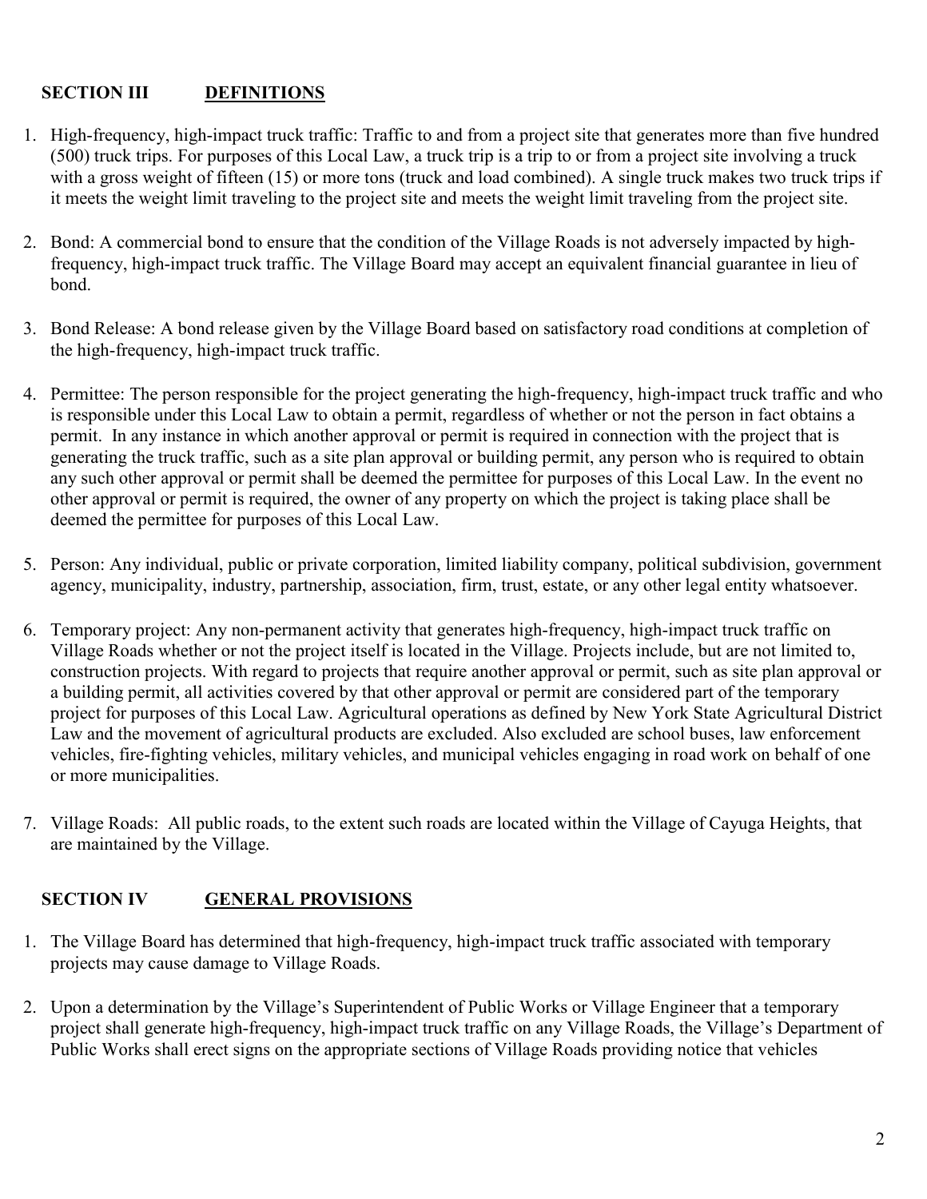## SECTION III DEFINITIONS

1. High-frequency, high-impact truck traffic: Traffic to and from a project site that generates more than five hundred (500) truck trips. For purposes of this Local Law, a truck trip is a trip to or from a project site involving a truck with a gross weight of fifteen (15) or more tons (truck and load combined). A single truck makes two truck trips if it meets the weight limit traveling to the project site and meets the weight limit traveling from the project site.

2. Bond: A commercial bond to ensure that the condition of the Village Roads is not adversely impacted by high-frequency, high-impact truck traffic. The Village Board may accept an equivalent financial guarantee in lieu of bond.

3. Bond Release: A bond release given by the Village Board based on satisfactory road conditions at completion of the high-frequency, high-impact truck traffic.

4. Permittee: The person responsible for the project generating the high-frequency, high-impact truck traffic and who is responsible under this Local Law to obtain a permit, regardless of whether or not the person in fact obtains a permit. In any instance in which another approval or permit is required in connection with the project that is generating the truck traffic, such as a site plan approval or building permit, any person who is required to obtain any such other approval or permit shall be deemed the permittee for purposes of this Local Law. In the event no other approval or permit is required, the owner of any property on which the project is taking place shall be deemed the permittee for purposes of this Local Law.

5. Person: Any individual, public or private corporation, limited liability company, political subdivision, government agency, municipality, industry, partnership, association, firm, trust, estate, or any other legal entity whatsoever.

6. Temporary project: Any non-permanent activity that generates high-frequency, high-impact truck traffic on Village Roads whether or not the project itself is located in the Village. Projects include, but are not limited to, construction projects. With regard to projects that require another approval or permit, such as site plan approval or a building permit, all activities covered by that other approval or permit are considered part of the temporary project for purposes of this Local Law. Agricultural operations as defined by New York State Agricultural District Law and the movement of agricultural products are excluded. Also excluded are school buses, law enforcement vehicles, fire-fighting vehicles, military vehicles, and municipal vehicles engaging in road work on behalf of one or more municipalities.

7. Village Roads: All public roads, to the extent such roads are located within the Village of Cayuga Heights, that are maintained by the Village.

## SECTION IV GENERAL PROVISIONS

1. The Village Board has determined that high-frequency, high-impact truck traffic associated with temporary projects may cause damage to Village Roads.

2. Upon a determination by the Village's Superintendent of Public Works or Village Engineer that a temporary project shall generate high-frequency, high-impact truck traffic on any Village Roads, the Village's Department of Public Works shall erect signs on the appropriate sections of Village Roads providing notice that vehicles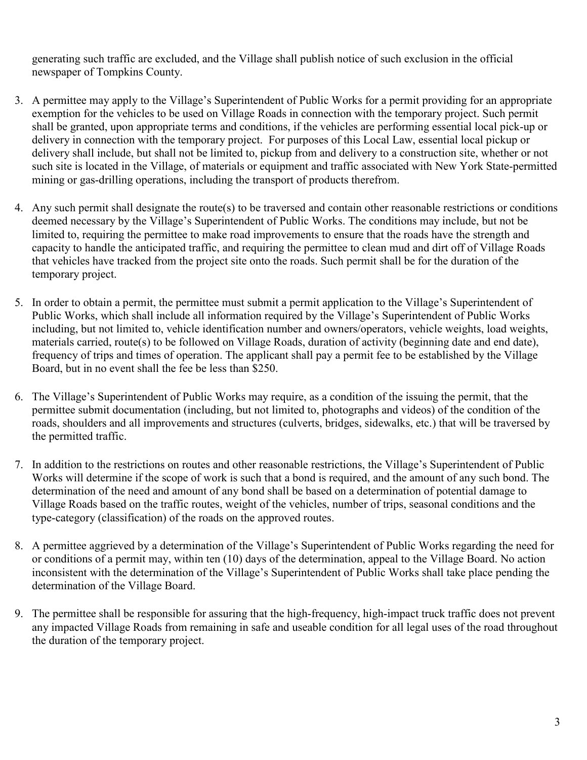generating such traffic are excluded, and the Village shall publish notice of such exclusion in the official newspaper of Tompkins County.

3. A permittee may apply to the Village's Superintendent of Public Works for a permit providing for an appropriate exemption for the vehicles to be used on Village Roads in connection with the temporary project. Such permit shall be granted, upon appropriate terms and conditions, if the vehicles are performing essential local pick-up or delivery in connection with the temporary project. For purposes of this Local Law, essential local pickup or delivery shall include, but shall not be limited to, pickup from and delivery to a construction site, whether or not such site is located in the Village, of materials or equipment and traffic associated with New York State-permitted mining or gas-drilling operations, including the transport of products therefrom.

4. Any such permit shall designate the route(s) to be traversed and contain other reasonable restrictions or conditions deemed necessary by the Village's Superintendent of Public Works. The conditions may include, but not be limited to, requiring the permittee to make road improvements to ensure that the roads have the strength and capacity to handle the anticipated traffic, and requiring the permittee to clean mud and dirt off of Village Roads that vehicles have tracked from the project site onto the roads. Such permit shall be for the duration of the temporary project.

5. In order to obtain a permit, the permittee must submit a permit application to the Village's Superintendent of Public Works, which shall include all information required by the Village's Superintendent of Public Works including, but not limited to, vehicle identification number and owners/operators, vehicle weights, load weights, materials carried, route(s) to be followed on Village Roads, duration of activity (beginning date and end date), frequency of trips and times of operation. The applicant shall pay a permit fee to be established by the Village Board, but in no event shall the fee be less than $250.

6. The Village's Superintendent of Public Works may require, as a condition of the issuing the permit, that the permittee submit documentation (including, but not limited to, photographs and videos) of the condition of the roads, shoulders and all improvements and structures (culverts, bridges, sidewalks, etc.) that will be traversed by the permitted traffic.

7. In addition to the restrictions on routes and other reasonable restrictions, the Village's Superintendent of Public Works will determine if the scope of work is such that a bond is required, and the amount of any such bond. The determination of the need and amount of any bond shall be based on a determination of potential damage to Village Roads based on the traffic routes, weight of the vehicles, number of trips, seasonal conditions and the type-category (classification) of the roads on the approved routes.

8. A permittee aggrieved by a determination of the Village's Superintendent of Public Works regarding the need for or conditions of a permit may, within ten (10) days of the determination, appeal to the Village Board. No action inconsistent with the determination of the Village's Superintendent of Public Works shall take place pending the determination of the Village Board.

9. The permittee shall be responsible for assuring that the high-frequency, high-impact truck traffic does not prevent any impacted Village Roads from remaining in safe and useable condition for all legal uses of the road throughout the duration of the temporary project.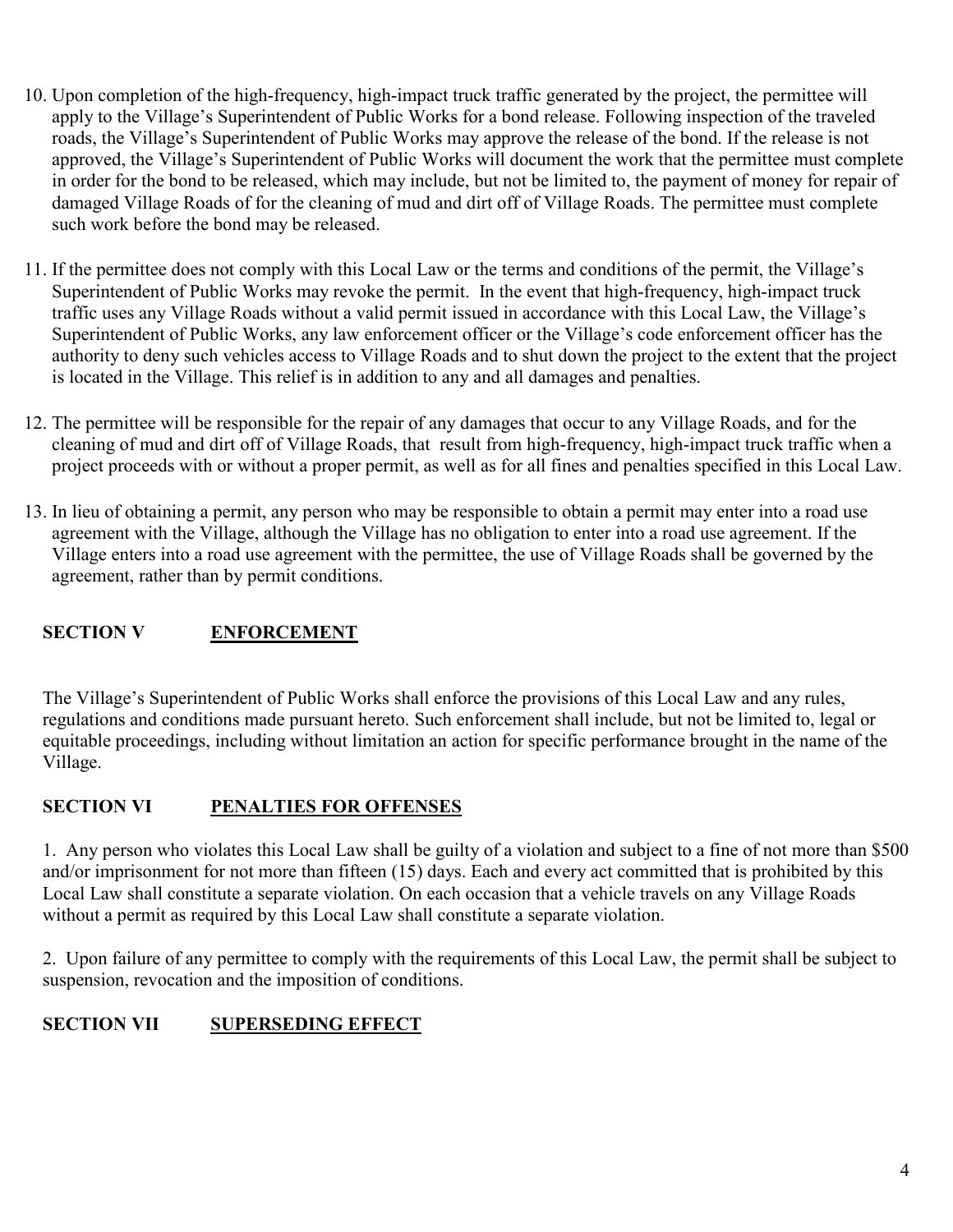10. Upon completion of the high-frequency, high-impact truck traffic generated by the project, the permittee will apply to the Village's Superintendent of Public Works for a bond release. Following inspection of the traveled roads, the Village's Superintendent of Public Works may approve the release of the bond. If the release is not approved, the Village's Superintendent of Public Works will document the work that the permittee must complete in order for the bond to be released, which may include, but not be limited to, the payment of money for repair of damaged Village Roads of for the cleaning of mud and dirt off of Village Roads. The permittee must complete such work before the bond may be released.

11. If the permittee does not comply with this Local Law or the terms and conditions of the permit, the Village's Superintendent of Public Works may revoke the permit. In the event that high-frequency, high-impact truck traffic uses any Village Roads without a valid permit issued in accordance with this Local Law, the Village's Superintendent of Public Works, any law enforcement officer or the Village's code enforcement officer has the authority to deny such vehicles access to Village Roads and to shut down the project to the extent that the project is located in the Village. This relief is in addition to any and all damages and penalties.

12. The permittee will be responsible for the repair of any damages that occur to any Village Roads, and for the cleaning of mud and dirt off of Village Roads, that result from high-frequency, high-impact truck traffic when a project proceeds with or without a proper permit, as well as for all fines and penalties specified in this Local Law.

13. In lieu of obtaining a permit, any person who may be responsible to obtain a permit may enter into a road use agreement with the Village, although the Village has no obligation to enter into a road use agreement. If the Village enters into a road use agreement with the permittee, the use of Village Roads shall be governed by the agreement, rather than by permit conditions.

## SECTION V ENFORCEMENT

The Village's Superintendent of Public Works shall enforce the provisions of this Local Law and any rules, regulations and conditions made pursuant hereto. Such enforcement shall include, but not be limited to, legal or equitable proceedings, including without limitation an action for specific performance brought in the name of the Village.

## SECTION VI PENALTIES FOR OFFENSES

1. Any person who violates this Local Law shall be guilty of a violation and subject to a fine of not more than $500 and/or imprisonment for not more than fifteen (15) days. Each and every act committed that is prohibited by this Local Law shall constitute a separate violation. On each occasion that a vehicle travels on any Village Roads without a permit as required by this Local Law shall constitute a separate violation.

2. Upon failure of any permittee to comply with the requirements of this Local Law, the permit shall be subject to suspension, revocation and the imposition of conditions.

## SECTION VII SUPERSEDING EFFECT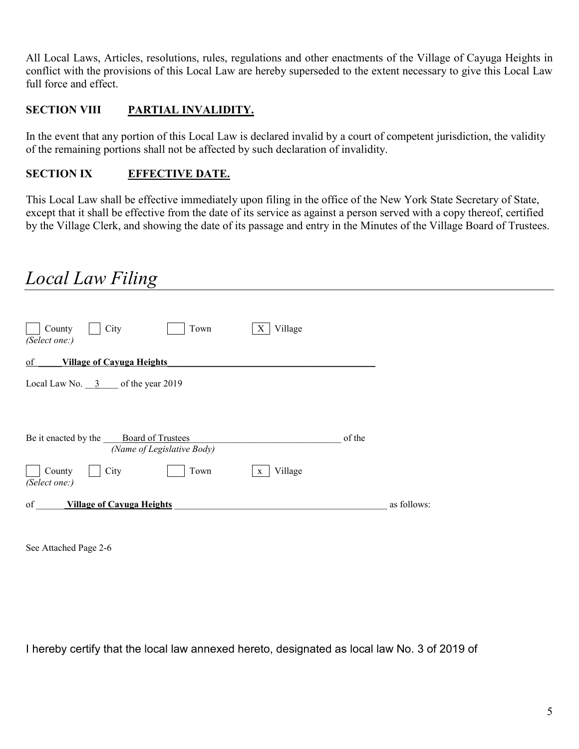All Local Laws, Articles, resolutions, rules, regulations and other enactments of the Village of Cayuga Heights in conflict with the provisions of this Local Law are hereby superseded to the extent necessary to give this Local Law full force and effect.

### SECTION VIII PARTIAL INVALIDITY.

In the event that any portion of this Local Law is declared invalid by a court of competent jurisdiction, the validity of the remaining portions shall not be affected by such declaration of invalidity.

### SECTION IX EFFECTIVE DATE.

This Local Law shall be effective immediately upon filing in the office of the New York State Secretary of State, except that it shall be effective from the date of its service as against a person served with a copy thereof, certified by the Village Clerk, and showing the date of its passage and entry in the Minutes of the Village Board of Trustees.

# *Local Law Filing*

[ ] County [ ] City [ ] Town [X] Village
*(Select one:)*

of **Village of Cayuga Heights**

Local Law No. 3 of the year 2019

Be it enacted by the Board of Trustees of the
*(Name of Legislative Body)*

[ ] County [ ] City [ ] Town [x] Village
*(Select one:)*

of **Village of Cayuga Heights** as follows:

See Attached Page 2-6

I hereby certify that the local law annexed hereto, designated as local law No. 3 of 2019 of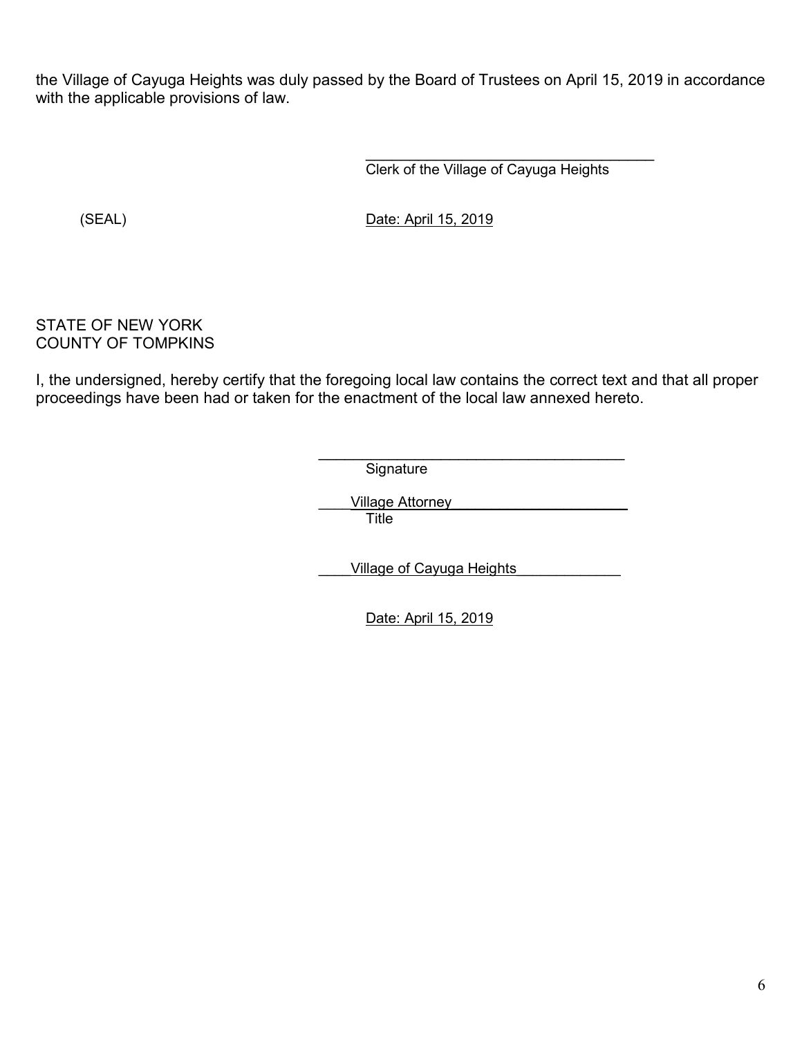the Village of Cayuga Heights was duly passed by the Board of Trustees on April 15, 2019 in accordance with the applicable provisions of law.

\_\_\_\_\_\_\_\_\_\_\_\_\_\_\_\_\_\_\_\_\_\_\_\_\_\_\_\_\_\_\_\_\_\_\_\_
Clerk of the Village of Cayuga Heights

(SEAL)

Date: April 15, 2019

STATE OF NEW YORK
COUNTY OF TOMPKINS

I, the undersigned, hereby certify that the foregoing local law contains the correct text and that all proper proceedings have been had or taken for the enactment of the local law annexed hereto.

\_\_\_\_\_\_\_\_\_\_\_\_\_\_\_\_\_\_\_\_\_\_\_\_\_\_\_\_\_\_\_\_\_\_\_\_
Signature

____Village Attorney_____________________
Title

____Village of Cayuga Heights_____________

Date: April 15, 2019